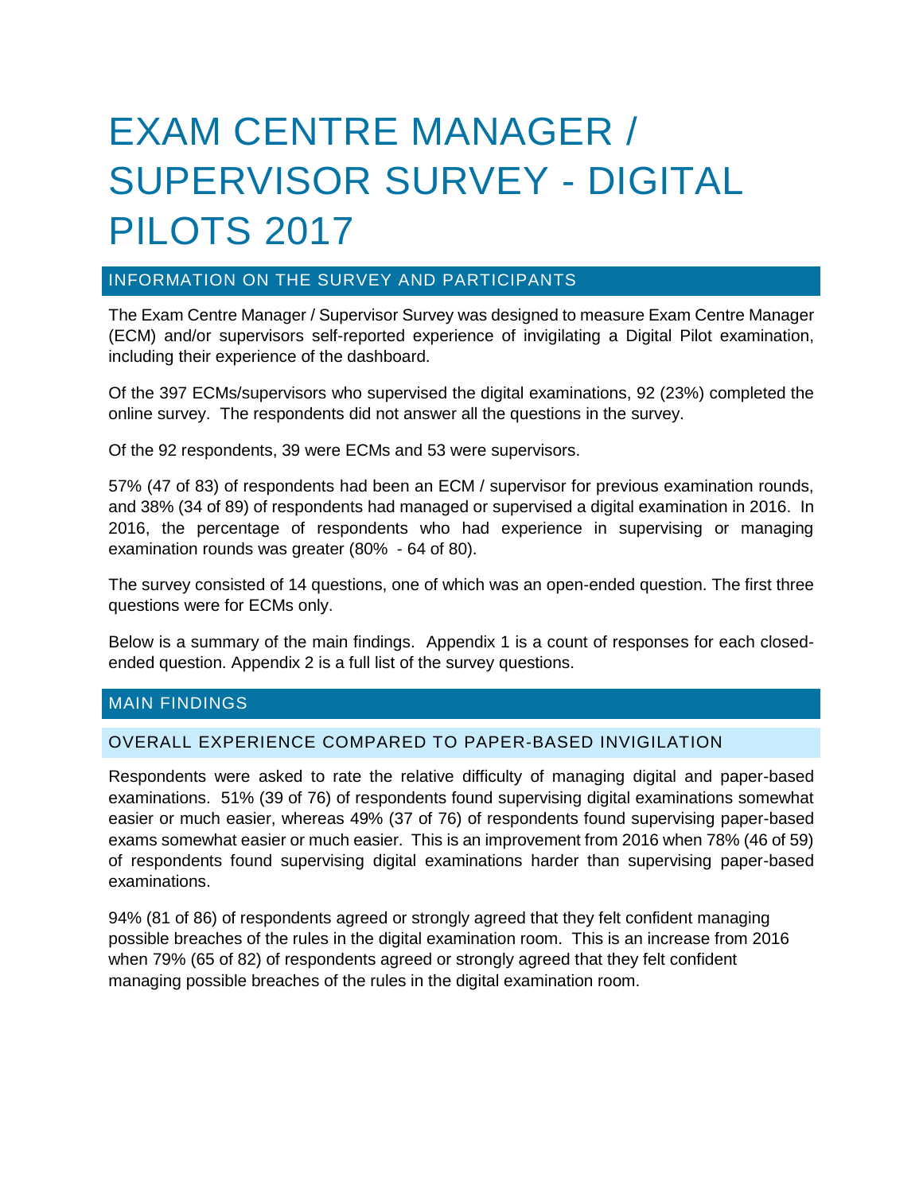# EXAM CENTRE MANAGER / SUPERVISOR SURVEY - DIGITAL PILOTS 2017

## INFORMATION ON THE SURVEY AND PARTICIPANTS

The Exam Centre Manager / Supervisor Survey was designed to measure Exam Centre Manager (ECM) and/or supervisors self-reported experience of invigilating a Digital Pilot examination, including their experience of the dashboard.

Of the 397 ECMs/supervisors who supervised the digital examinations, 92 (23%) completed the online survey. The respondents did not answer all the questions in the survey.

Of the 92 respondents, 39 were ECMs and 53 were supervisors.

57% (47 of 83) of respondents had been an ECM / supervisor for previous examination rounds, and 38% (34 of 89) of respondents had managed or supervised a digital examination in 2016. In 2016, the percentage of respondents who had experience in supervising or managing examination rounds was greater (80% - 64 of 80).

The survey consisted of 14 questions, one of which was an open-ended question. The first three questions were for ECMs only.

Below is a summary of the main findings. Appendix 1 is a count of responses for each closed-ended question. Appendix 2 is a full list of the survey questions.

## MAIN FINDINGS

### OVERALL EXPERIENCE COMPARED TO PAPER-BASED INVIGILATION

Respondents were asked to rate the relative difficulty of managing digital and paper-based examinations. 51% (39 of 76) of respondents found supervising digital examinations somewhat easier or much easier, whereas 49% (37 of 76) of respondents found supervising paper-based exams somewhat easier or much easier. This is an improvement from 2016 when 78% (46 of 59) of respondents found supervising digital examinations harder than supervising paper-based examinations.

94% (81 of 86) of respondents agreed or strongly agreed that they felt confident managing possible breaches of the rules in the digital examination room. This is an increase from 2016 when 79% (65 of 82) of respondents agreed or strongly agreed that they felt confident managing possible breaches of the rules in the digital examination room.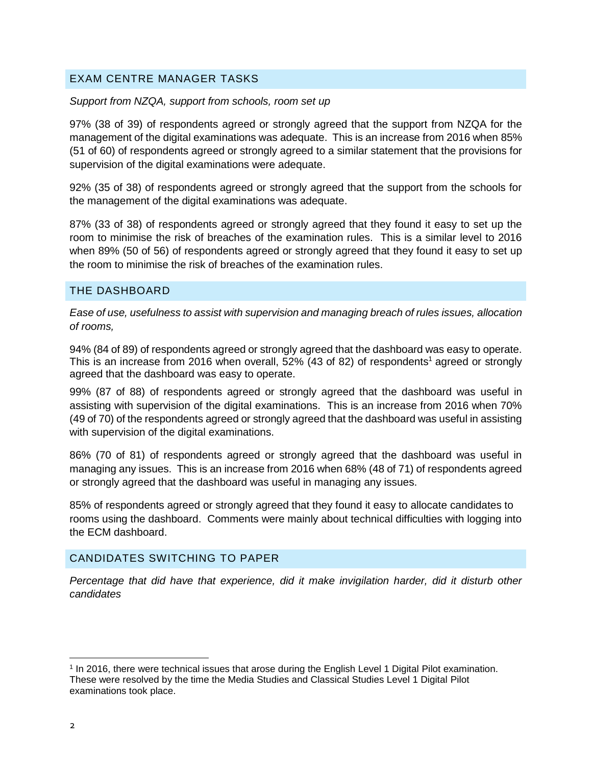## EXAM CENTRE MANAGER TASKS

*Support from NZQA, support from schools, room set up*

97% (38 of 39) of respondents agreed or strongly agreed that the support from NZQA for the management of the digital examinations was adequate. This is an increase from 2016 when 85% (51 of 60) of respondents agreed or strongly agreed to a similar statement that the provisions for supervision of the digital examinations were adequate.

92% (35 of 38) of respondents agreed or strongly agreed that the support from the schools for the management of the digital examinations was adequate.

87% (33 of 38) of respondents agreed or strongly agreed that they found it easy to set up the room to minimise the risk of breaches of the examination rules. This is a similar level to 2016 when 89% (50 of 56) of respondents agreed or strongly agreed that they found it easy to set up the room to minimise the risk of breaches of the examination rules.

## THE DASHBOARD

*Ease of use, usefulness to assist with supervision and managing breach of rules issues, allocation of rooms,*

94% (84 of 89) of respondents agreed or strongly agreed that the dashboard was easy to operate. This is an increase from 2016 when overall, 52% (43 of 82) of respondents[1] agreed or strongly agreed that the dashboard was easy to operate.

99% (87 of 88) of respondents agreed or strongly agreed that the dashboard was useful in assisting with supervision of the digital examinations. This is an increase from 2016 when 70% (49 of 70) of the respondents agreed or strongly agreed that the dashboard was useful in assisting with supervision of the digital examinations.

86% (70 of 81) of respondents agreed or strongly agreed that the dashboard was useful in managing any issues. This is an increase from 2016 when 68% (48 of 71) of respondents agreed or strongly agreed that the dashboard was useful in managing any issues.

85% of respondents agreed or strongly agreed that they found it easy to allocate candidates to rooms using the dashboard. Comments were mainly about technical difficulties with logging into the ECM dashboard.

## CANDIDATES SWITCHING TO PAPER

*Percentage that did have that experience, did it make invigilation harder, did it disturb other candidates*

[1] In 2016, there were technical issues that arose during the English Level 1 Digital Pilot examination. These were resolved by the time the Media Studies and Classical Studies Level 1 Digital Pilot examinations took place.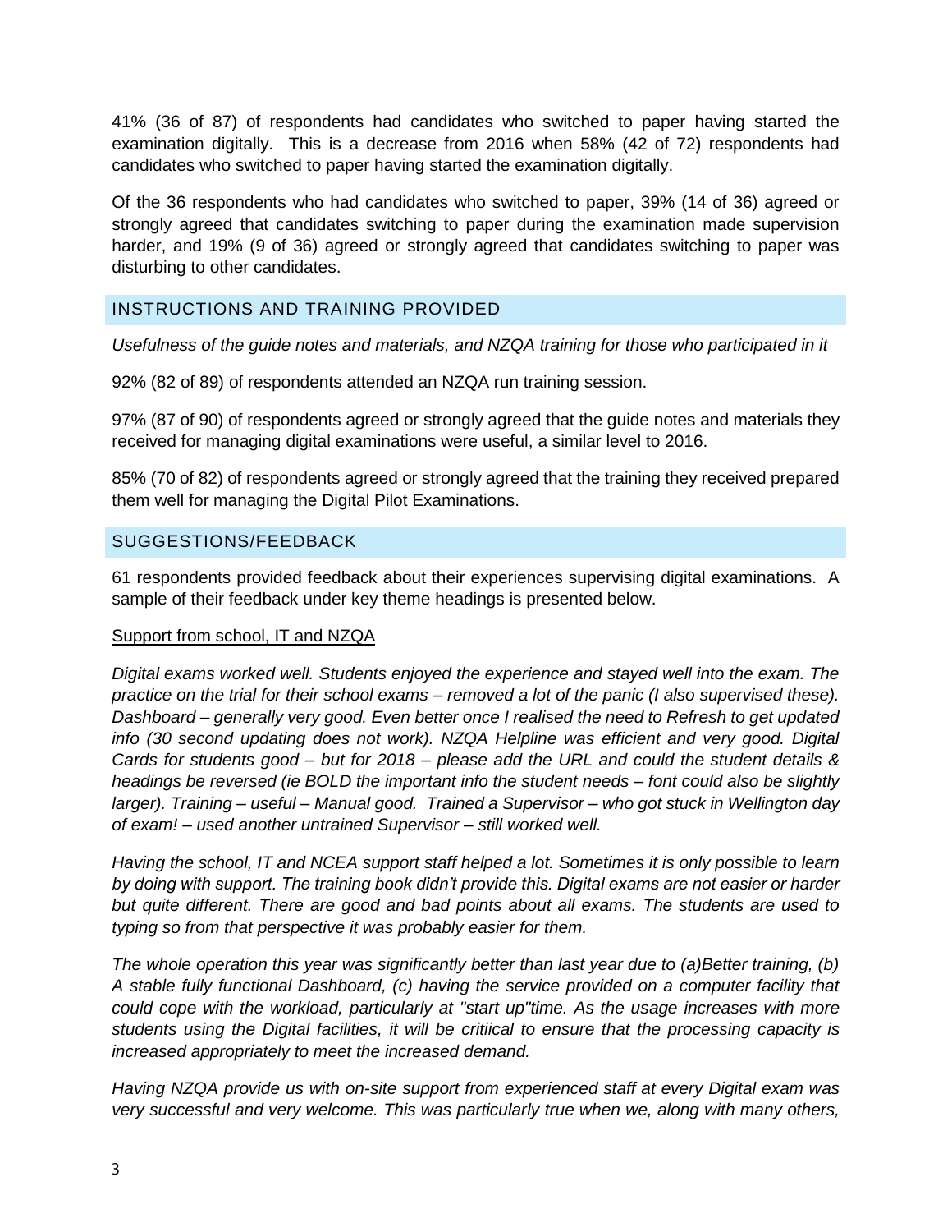41% (36 of 87) of respondents had candidates who switched to paper having started the examination digitally. This is a decrease from 2016 when 58% (42 of 72) respondents had candidates who switched to paper having started the examination digitally.

Of the 36 respondents who had candidates who switched to paper, 39% (14 of 36) agreed or strongly agreed that candidates switching to paper during the examination made supervision harder, and 19% (9 of 36) agreed or strongly agreed that candidates switching to paper was disturbing to other candidates.

## INSTRUCTIONS AND TRAINING PROVIDED

*Usefulness of the guide notes and materials, and NZQA training for those who participated in it*

92% (82 of 89) of respondents attended an NZQA run training session.

97% (87 of 90) of respondents agreed or strongly agreed that the guide notes and materials they received for managing digital examinations were useful, a similar level to 2016.

85% (70 of 82) of respondents agreed or strongly agreed that the training they received prepared them well for managing the Digital Pilot Examinations.

## SUGGESTIONS/FEEDBACK

61 respondents provided feedback about their experiences supervising digital examinations. A sample of their feedback under key theme headings is presented below.

<u>Support from school, IT and NZQA</u>

*Digital exams worked well. Students enjoyed the experience and stayed well into the exam. The practice on the trial for their school exams – removed a lot of the panic (I also supervised these). Dashboard – generally very good. Even better once I realised the need to Refresh to get updated info (30 second updating does not work). NZQA Helpline was efficient and very good. Digital Cards for students good – but for 2018 – please add the URL and could the student details & headings be reversed (ie BOLD the important info the student needs – font could also be slightly larger). Training – useful – Manual good. Trained a Supervisor – who got stuck in Wellington day of exam! – used another untrained Supervisor – still worked well.*

*Having the school, IT and NCEA support staff helped a lot. Sometimes it is only possible to learn by doing with support. The training book didn't provide this. Digital exams are not easier or harder but quite different. There are good and bad points about all exams. The students are used to typing so from that perspective it was probably easier for them.*

*The whole operation this year was significantly better than last year due to (a)Better training, (b) A stable fully functional Dashboard, (c) having the service provided on a computer facility that could cope with the workload, particularly at "start up"time. As the usage increases with more students using the Digital facilities, it will be critiical to ensure that the processing capacity is increased appropriately to meet the increased demand.*

*Having NZQA provide us with on-site support from experienced staff at every Digital exam was very successful and very welcome. This was particularly true when we, along with many others,*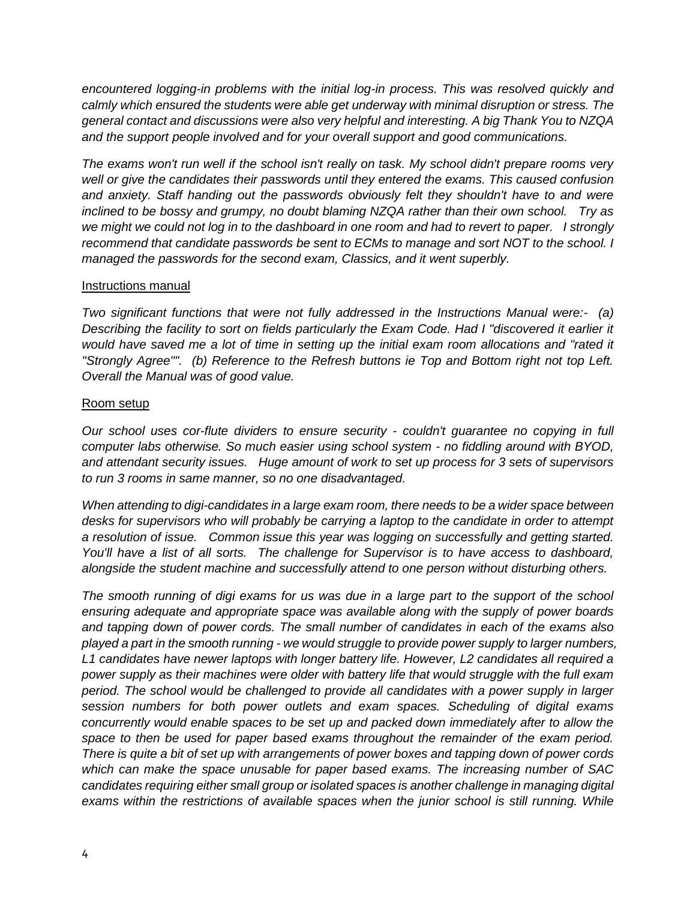*encountered logging-in problems with the initial log-in process. This was resolved quickly and calmly which ensured the students were able get underway with minimal disruption or stress. The general contact and discussions were also very helpful and interesting. A big Thank You to NZQA and the support people involved and for your overall support and good communications.*

*The exams won't run well if the school isn't really on task. My school didn't prepare rooms very well or give the candidates their passwords until they entered the exams. This caused confusion and anxiety. Staff handing out the passwords obviously felt they shouldn't have to and were inclined to be bossy and grumpy, no doubt blaming NZQA rather than their own school. Try as we might we could not log in to the dashboard in one room and had to revert to paper. I strongly recommend that candidate passwords be sent to ECMs to manage and sort NOT to the school. I managed the passwords for the second exam, Classics, and it went superbly.*

<u>Instructions manual</u>

*Two significant functions that were not fully addressed in the Instructions Manual were:- (a) Describing the facility to sort on fields particularly the Exam Code. Had I "discovered it earlier it would have saved me a lot of time in setting up the initial exam room allocations and "rated it "Strongly Agree"". (b) Reference to the Refresh buttons ie Top and Bottom right not top Left. Overall the Manual was of good value.*

<u>Room setup</u>

*Our school uses cor-flute dividers to ensure security - couldn't guarantee no copying in full computer labs otherwise. So much easier using school system - no fiddling around with BYOD, and attendant security issues. Huge amount of work to set up process for 3 sets of supervisors to run 3 rooms in same manner, so no one disadvantaged.*

*When attending to digi-candidates in a large exam room, there needs to be a wider space between desks for supervisors who will probably be carrying a laptop to the candidate in order to attempt a resolution of issue. Common issue this year was logging on successfully and getting started. You'll have a list of all sorts. The challenge for Supervisor is to have access to dashboard, alongside the student machine and successfully attend to one person without disturbing others.*

*The smooth running of digi exams for us was due in a large part to the support of the school ensuring adequate and appropriate space was available along with the supply of power boards and tapping down of power cords. The small number of candidates in each of the exams also played a part in the smooth running - we would struggle to provide power supply to larger numbers, L1 candidates have newer laptops with longer battery life. However, L2 candidates all required a power supply as their machines were older with battery life that would struggle with the full exam period. The school would be challenged to provide all candidates with a power supply in larger session numbers for both power outlets and exam spaces. Scheduling of digital exams concurrently would enable spaces to be set up and packed down immediately after to allow the space to then be used for paper based exams throughout the remainder of the exam period. There is quite a bit of set up with arrangements of power boxes and tapping down of power cords which can make the space unusable for paper based exams. The increasing number of SAC candidates requiring either small group or isolated spaces is another challenge in managing digital exams within the restrictions of available spaces when the junior school is still running. While*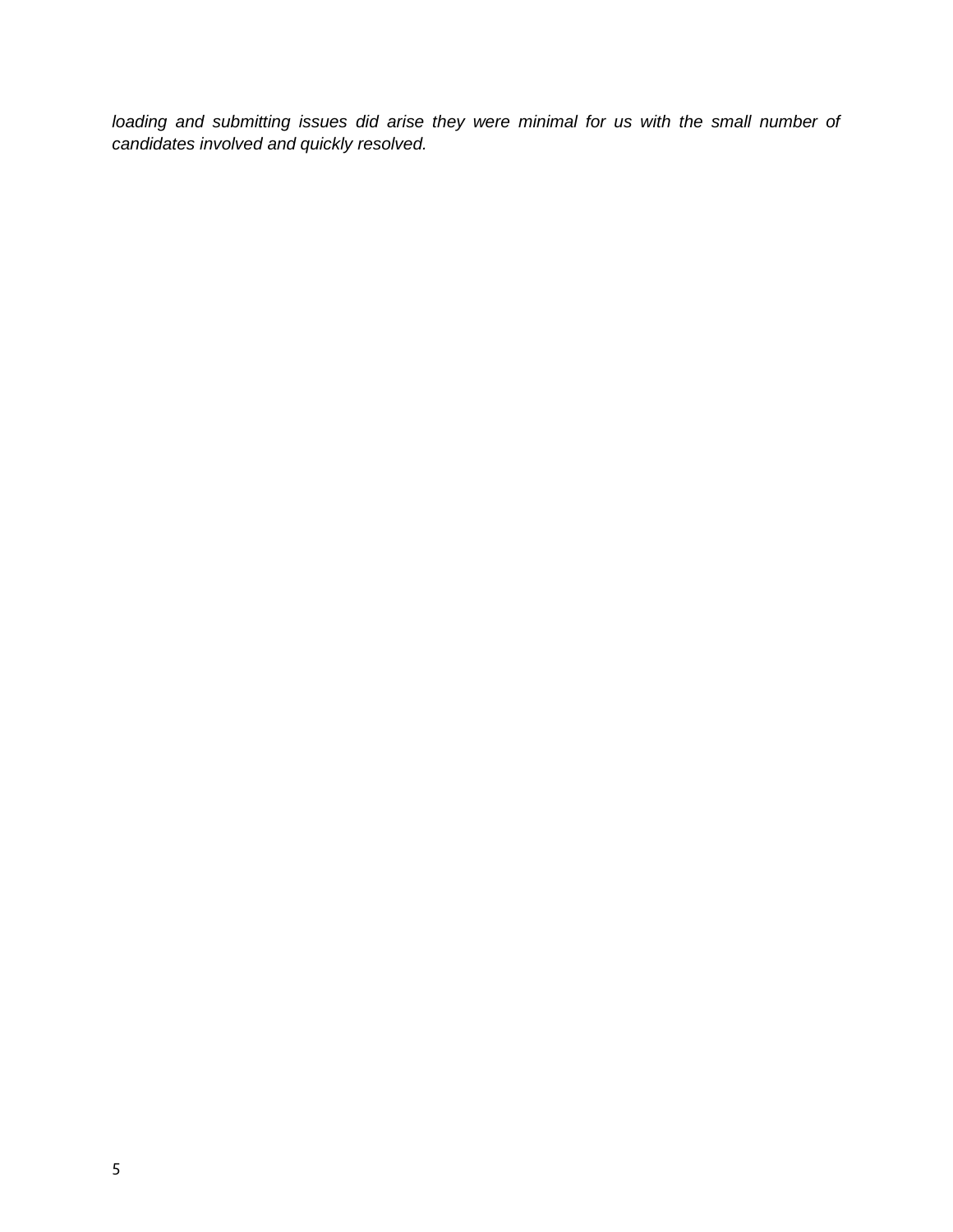*loading and submitting issues did arise they were minimal for us with the small number of candidates involved and quickly resolved.*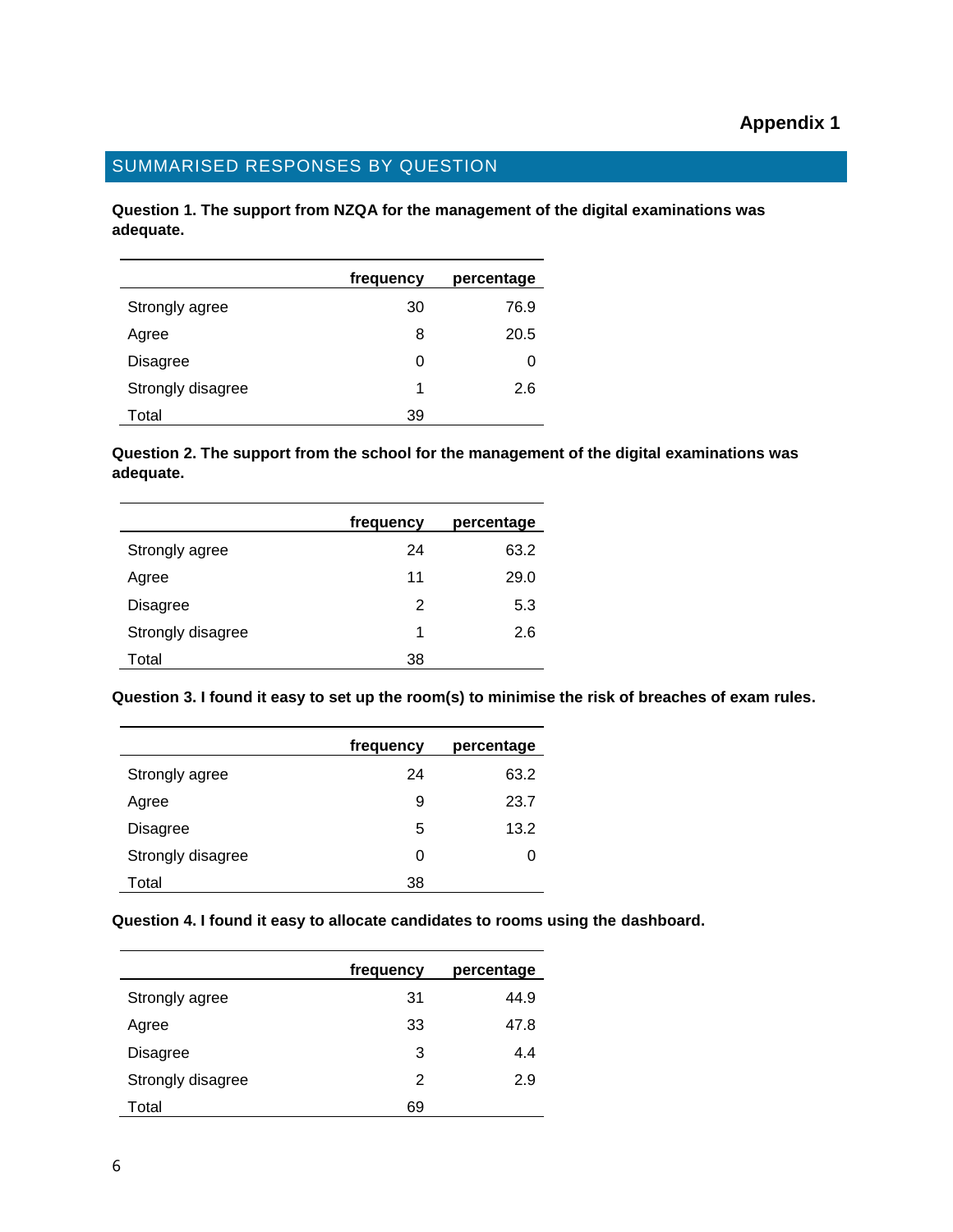**Appendix 1**

## SUMMARISED RESPONSES BY QUESTION

**Question 1. The support from NZQA for the management of the digital examinations was adequate.**

| | frequency | percentage |
|---|---|---|
| Strongly agree | 30 | 76.9 |
| Agree | 8 | 20.5 |
| Disagree | 0 | 0 |
| Strongly disagree | 1 | 2.6 |
| Total | 39 | |

**Question 2. The support from the school for the management of the digital examinations was adequate.**

| | frequency | percentage |
|---|---|---|
| Strongly agree | 24 | 63.2 |
| Agree | 11 | 29.0 |
| Disagree | 2 | 5.3 |
| Strongly disagree | 1 | 2.6 |
| Total | 38 | |

**Question 3. I found it easy to set up the room(s) to minimise the risk of breaches of exam rules.**

| | frequency | percentage |
|---|---|---|
| Strongly agree | 24 | 63.2 |
| Agree | 9 | 23.7 |
| Disagree | 5 | 13.2 |
| Strongly disagree | 0 | 0 |
| Total | 38 | |

**Question 4. I found it easy to allocate candidates to rooms using the dashboard.**

| | frequency | percentage |
|---|---|---|
| Strongly agree | 31 | 44.9 |
| Agree | 33 | 47.8 |
| Disagree | 3 | 4.4 |
| Strongly disagree | 2 | 2.9 |
| Total | 69 | |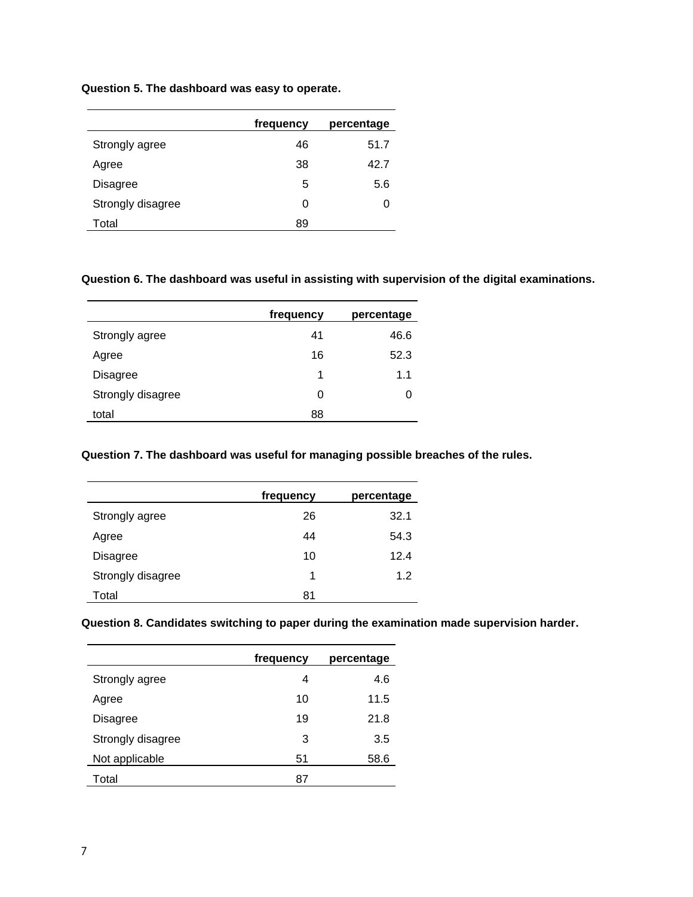**Question 5. The dashboard was easy to operate.**

| | frequency | percentage |
|---|---|---|
| Strongly agree | 46 | 51.7 |
| Agree | 38 | 42.7 |
| Disagree | 5 | 5.6 |
| Strongly disagree | 0 | 0 |
| Total | 89 | |

**Question 6. The dashboard was useful in assisting with supervision of the digital examinations.**

| | frequency | percentage |
|---|---|---|
| Strongly agree | 41 | 46.6 |
| Agree | 16 | 52.3 |
| Disagree | 1 | 1.1 |
| Strongly disagree | 0 | 0 |
| total | 88 | |

**Question 7. The dashboard was useful for managing possible breaches of the rules.**

| | frequency | percentage |
|---|---|---|
| Strongly agree | 26 | 32.1 |
| Agree | 44 | 54.3 |
| Disagree | 10 | 12.4 |
| Strongly disagree | 1 | 1.2 |
| Total | 81 | |

**Question 8. Candidates switching to paper during the examination made supervision harder.**

| | frequency | percentage |
|---|---|---|
| Strongly agree | 4 | 4.6 |
| Agree | 10 | 11.5 |
| Disagree | 19 | 21.8 |
| Strongly disagree | 3 | 3.5 |
| Not applicable | 51 | 58.6 |
| Total | 87 | |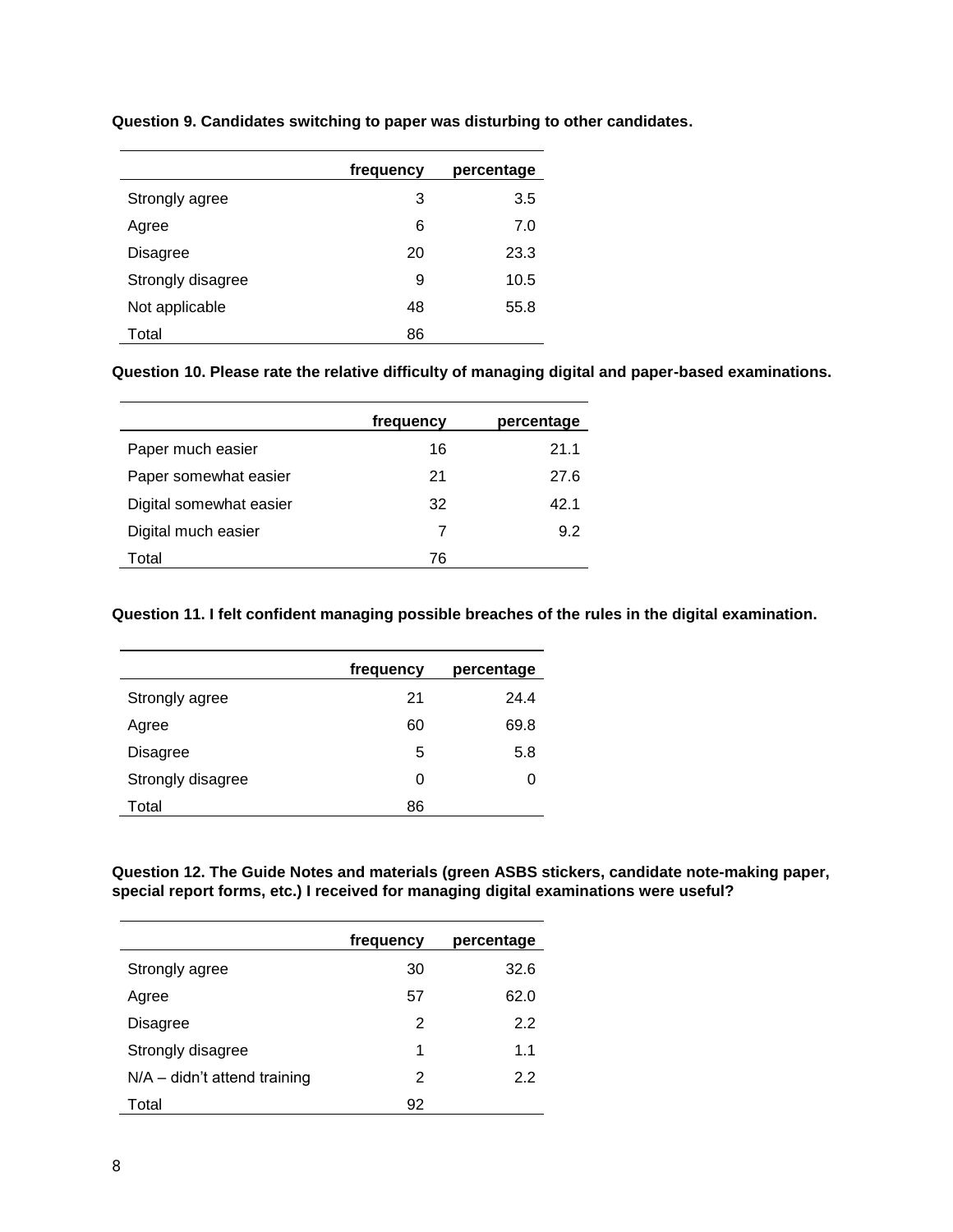**Question 9. Candidates switching to paper was disturbing to other candidates.**

| | frequency | percentage |
|---|---|---|
| Strongly agree | 3 | 3.5 |
| Agree | 6 | 7.0 |
| Disagree | 20 | 23.3 |
| Strongly disagree | 9 | 10.5 |
| Not applicable | 48 | 55.8 |
| Total | 86 | |

**Question 10. Please rate the relative difficulty of managing digital and paper-based examinations.**

| | frequency | percentage |
|---|---|---|
| Paper much easier | 16 | 21.1 |
| Paper somewhat easier | 21 | 27.6 |
| Digital somewhat easier | 32 | 42.1 |
| Digital much easier | 7 | 9.2 |
| Total | 76 | |

**Question 11. I felt confident managing possible breaches of the rules in the digital examination.**

| | frequency | percentage |
|---|---|---|
| Strongly agree | 21 | 24.4 |
| Agree | 60 | 69.8 |
| Disagree | 5 | 5.8 |
| Strongly disagree | 0 | 0 |
| Total | 86 | |

**Question 12. The Guide Notes and materials (green ASBS stickers, candidate note-making paper, special report forms, etc.) I received for managing digital examinations were useful?**

| | frequency | percentage |
|---|---|---|
| Strongly agree | 30 | 32.6 |
| Agree | 57 | 62.0 |
| Disagree | 2 | 2.2 |
| Strongly disagree | 1 | 1.1 |
| N/A – didn't attend training | 2 | 2.2 |
| Total | 92 | |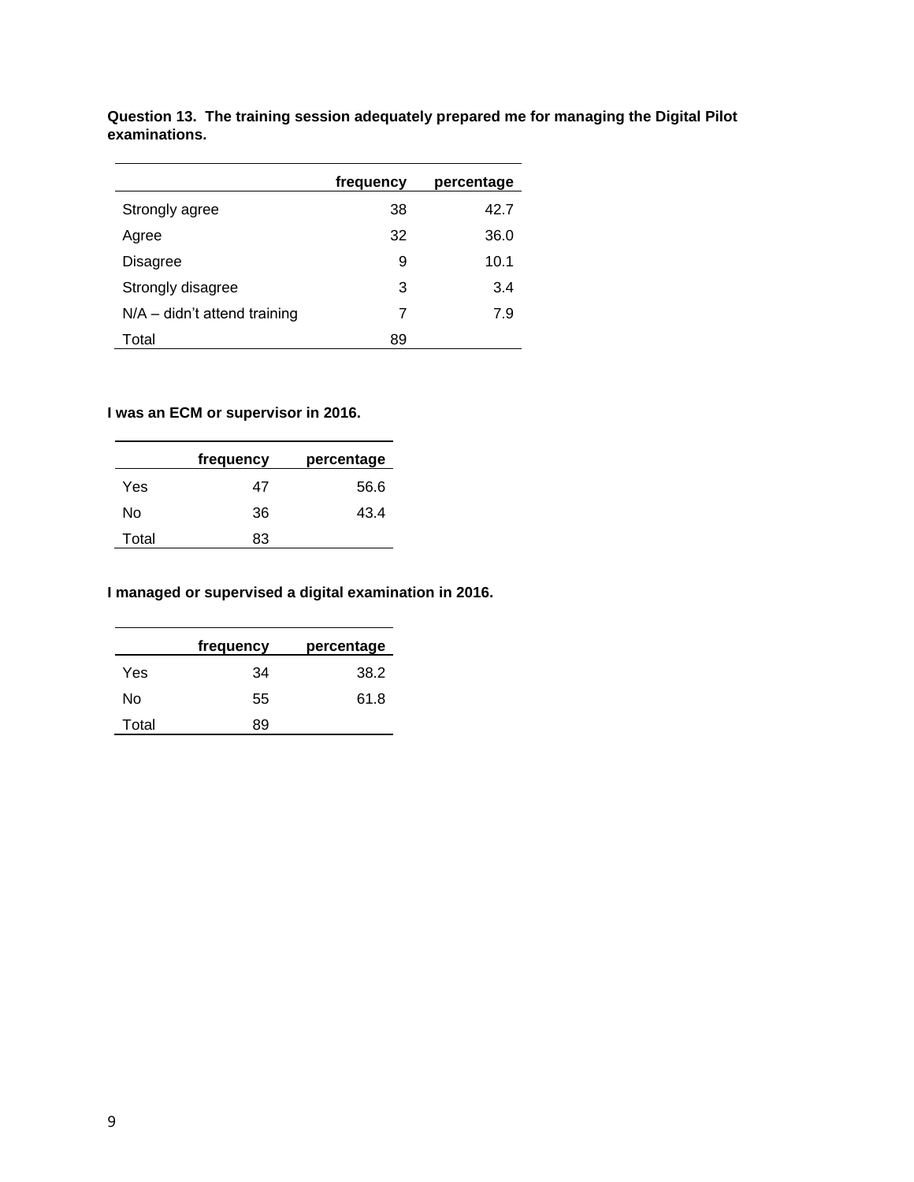**Question 13. The training session adequately prepared me for managing the Digital Pilot examinations.**

| | frequency | percentage |
|---|---|---|
| Strongly agree | 38 | 42.7 |
| Agree | 32 | 36.0 |
| Disagree | 9 | 10.1 |
| Strongly disagree | 3 | 3.4 |
| N/A – didn't attend training | 7 | 7.9 |
| Total | 89 | |

**I was an ECM or supervisor in 2016.**

| | frequency | percentage |
|---|---|---|
| Yes | 47 | 56.6 |
| No | 36 | 43.4 |
| Total | 83 | |

**I managed or supervised a digital examination in 2016.**

| | frequency | percentage |
|---|---|---|
| Yes | 34 | 38.2 |
| No | 55 | 61.8 |
| Total | 89 | |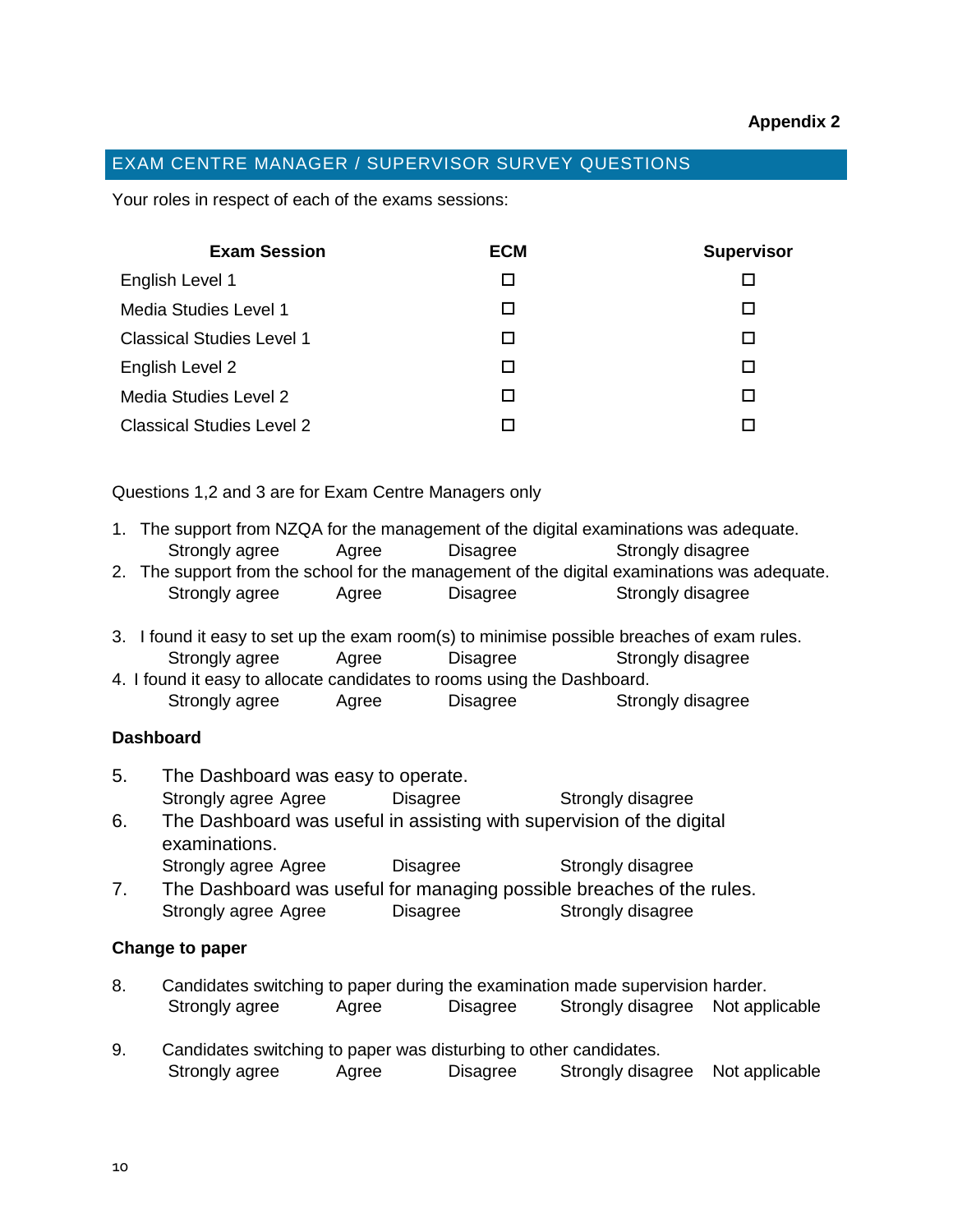**Appendix 2**

## EXAM CENTRE MANAGER / SUPERVISOR SURVEY QUESTIONS

Your roles in respect of each of the exams sessions:

| Exam Session | ECM | Supervisor |
|---|---|---|
| English Level 1 | ☐ | ☐ |
| Media Studies Level 1 | ☐ | ☐ |
| Classical Studies Level 1 | ☐ | ☐ |
| English Level 2 | ☐ | ☐ |
| Media Studies Level 2 | ☐ | ☐ |
| Classical Studies Level 2 | ☐ | ☐ |

Questions 1,2 and 3 are for Exam Centre Managers only

1. The support from NZQA for the management of the digital examinations was adequate.
   Strongly agree Agree Disagree Strongly disagree
2. The support from the school for the management of the digital examinations was adequate.
   Strongly agree Agree Disagree Strongly disagree
3. I found it easy to set up the exam room(s) to minimise possible breaches of exam rules.
   Strongly agree Agree Disagree Strongly disagree
4. I found it easy to allocate candidates to rooms using the Dashboard.
   Strongly agree Agree Disagree Strongly disagree

**Dashboard**

5. The Dashboard was easy to operate.
   Strongly agree Agree Disagree Strongly disagree
6. The Dashboard was useful in assisting with supervision of the digital examinations.
   Strongly agree Agree Disagree Strongly disagree
7. The Dashboard was useful for managing possible breaches of the rules.
   Strongly agree Agree Disagree Strongly disagree

**Change to paper**

8. Candidates switching to paper during the examination made supervision harder.
   Strongly agree Agree Disagree Strongly disagree Not applicable
9. Candidates switching to paper was disturbing to other candidates.
   Strongly agree Agree Disagree Strongly disagree Not applicable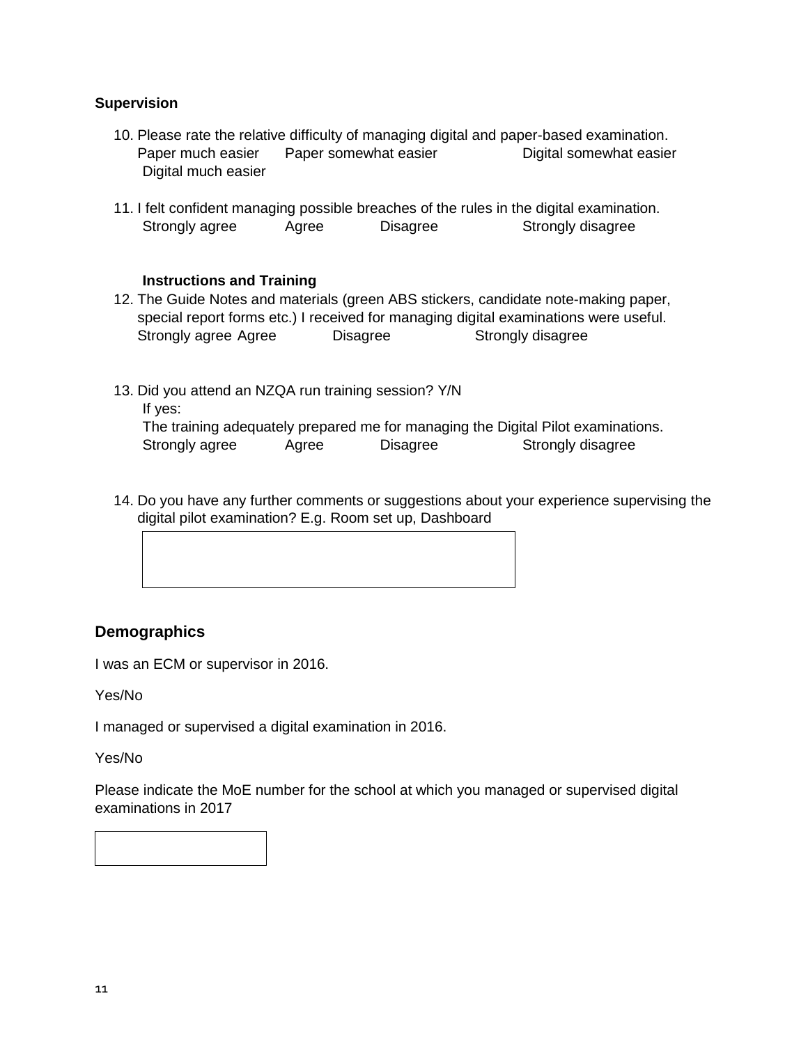**Supervision**

10. Please rate the relative difficulty of managing digital and paper-based examination.
    Paper much easier    Paper somewhat easier    Digital somewhat easier    Digital much easier

11. I felt confident managing possible breaches of the rules in the digital examination.
    Strongly agree    Agree    Disagree    Strongly disagree

**Instructions and Training**

12. The Guide Notes and materials (green ABS stickers, candidate note-making paper, special report forms etc.) I received for managing digital examinations were useful.
    Strongly agree    Agree    Disagree    Strongly disagree

13. Did you attend an NZQA run training session? Y/N
    If yes:
    The training adequately prepared me for managing the Digital Pilot examinations.
    Strongly agree    Agree    Disagree    Strongly disagree

14. Do you have any further comments or suggestions about your experience supervising the digital pilot examination? E.g. Room set up, Dashboard

## Demographics

I was an ECM or supervisor in 2016.

Yes/No

I managed or supervised a digital examination in 2016.

Yes/No

Please indicate the MoE number for the school at which you managed or supervised digital examinations in 2017